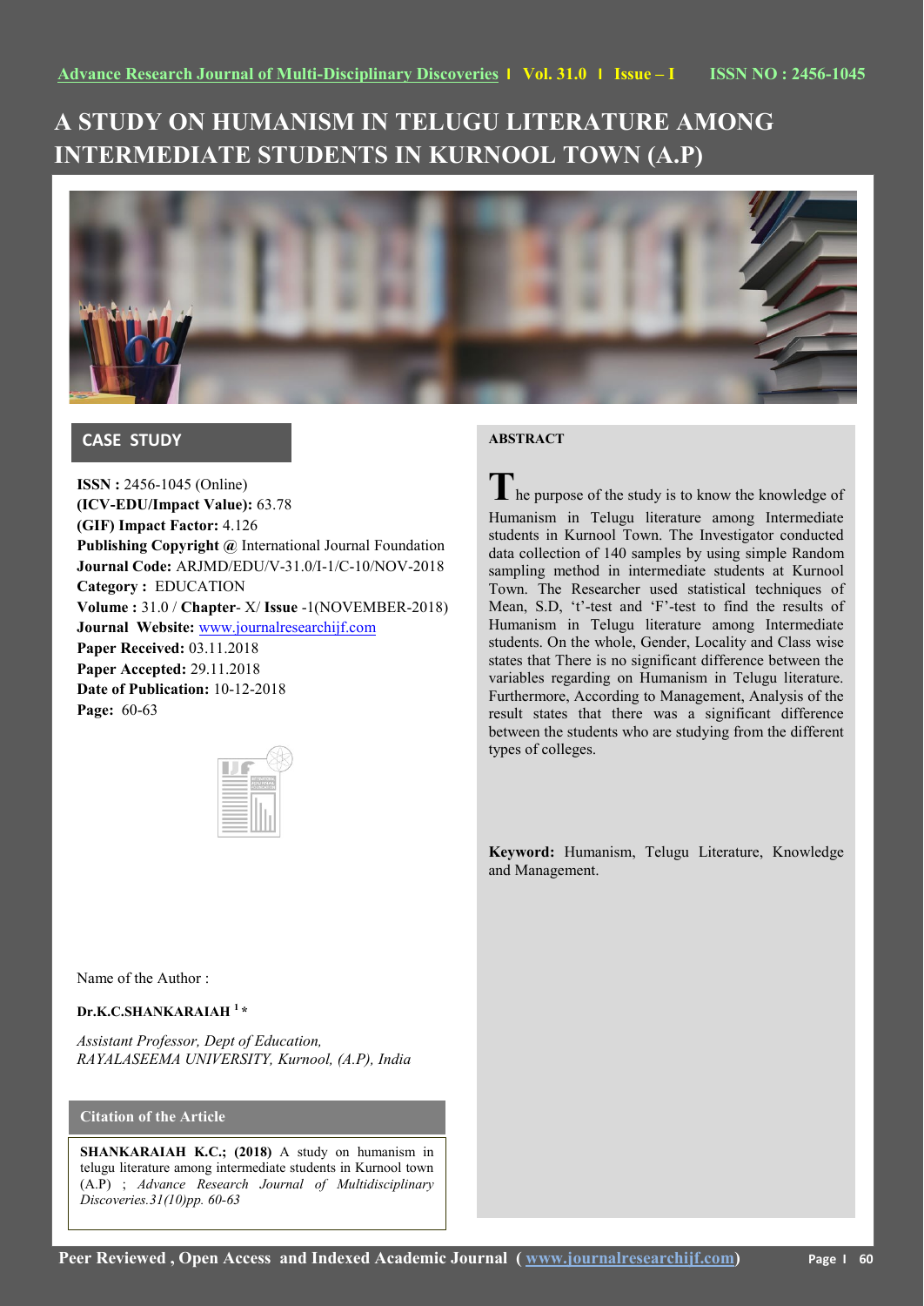# A STUDY ON HUMANISM IN TELUGU LITERATURE AMONG INTERMEDIATE STUDENTS IN KURNOOL TOWN (A.P)

## CASE STUDY

**ISSN :** 2456-1045 (Online)
**(ICV-EDU/Impact Value):** 63.78
**(GIF) Impact Factor:** 4.126
**Publishing Copyright @** International Journal Foundation
**Journal Code:** ARJMD/EDU/V-31.0/I-1/C-10/NOV-2018
**Category :** EDUCATION
**Volume :** 31.0 / **Chapter**- X/ **Issue** -1(NOVEMBER-2018)
**Journal Website:** www.journalresearchijf.com
**Paper Received:** 03.11.2018
**Paper Accepted:** 29.11.2018
**Date of Publication:** 10-12-2018
**Page:** 60-63

Name of the Author :

**Dr.K.C.SHANKARAIAH [1] ***

*Assistant Professor, Dept of Education, RAYALASEEMA UNIVERSITY, Kurnool, (A.P), India*

### Citation of the Article

**SHANKARAIAH K.C.; (2018)** A study on humanism in telugu literature among intermediate students in Kurnool town (A.P) ; *Advance Research Journal of Multidisciplinary Discoveries.31(10)pp. 60-63*

## ABSTRACT

The purpose of the study is to know the knowledge of Humanism in Telugu literature among Intermediate students in Kurnool Town. The Investigator conducted data collection of 140 samples by using simple Random sampling method in intermediate students at Kurnool Town. The Researcher used statistical techniques of Mean, S.D, 't'-test and 'F'-test to find the results of Humanism in Telugu literature among Intermediate students. On the whole, Gender, Locality and Class wise states that There is no significant difference between the variables regarding on Humanism in Telugu literature. Furthermore, According to Management, Analysis of the result states that there was a significant difference between the students who are studying from the different types of colleges.

**Keyword:** Humanism, Telugu Literature, Knowledge and Management.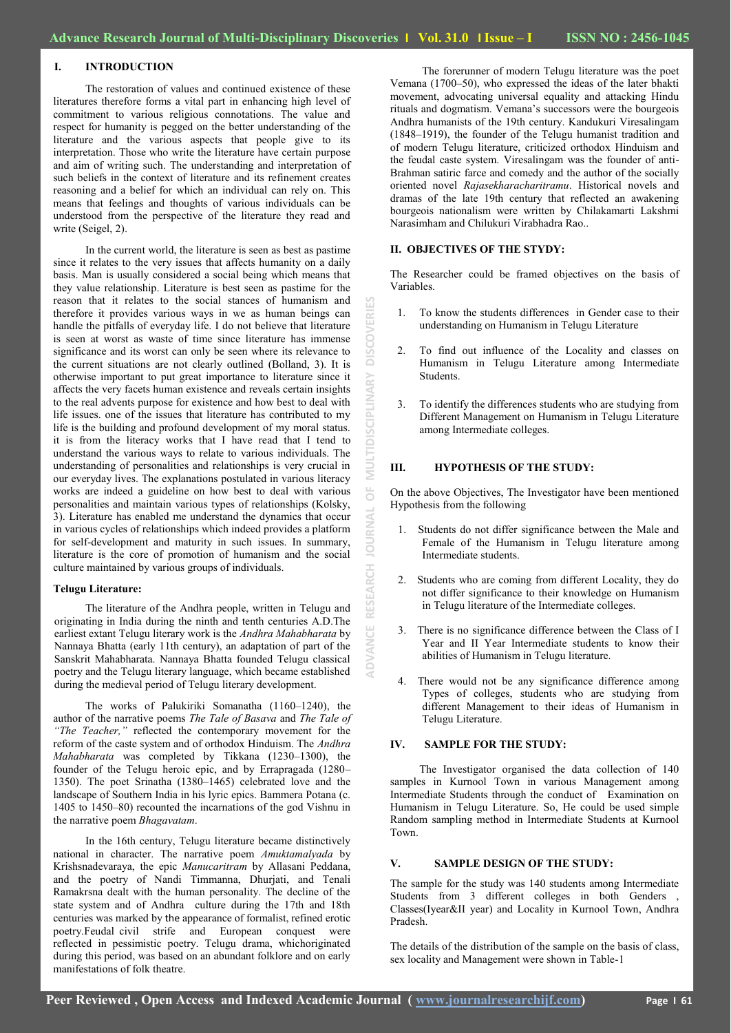## I. INTRODUCTION

The restoration of values and continued existence of these literatures therefore forms a vital part in enhancing high level of commitment to various religious connotations. The value and respect for humanity is pegged on the better understanding of the literature and the various aspects that people give to its interpretation. Those who write the literature have certain purpose and aim of writing such. The understanding and interpretation of such beliefs in the context of literature and its refinement creates reasoning and a belief for which an individual can rely on. This means that feelings and thoughts of various individuals can be understood from the perspective of the literature they read and write (Seigel, 2).

In the current world, the literature is seen as best as pastime since it relates to the very issues that affects humanity on a daily basis. Man is usually considered a social being which means that they value relationship. Literature is best seen as pastime for the reason that it relates to the social stances of humanism and therefore it provides various ways in we as human beings can handle the pitfalls of everyday life. I do not believe that literature is seen at worst as waste of time since literature has immense significance and its worst can only be seen where its relevance to the current situations are not clearly outlined (Bolland, 3). It is otherwise important to put great importance to literature since it affects the very facets human existence and reveals certain insights to the real advents purpose for existence and how best to deal with life issues. one of the issues that literature has contributed to my life is the building and profound development of my moral status. it is from the literacy works that I have read that I tend to understand the various ways to relate to various individuals. The understanding of personalities and relationships is very crucial in our everyday lives. The explanations postulated in various literacy works are indeed a guideline on how best to deal with various personalities and maintain various types of relationships (Kolsky, 3). Literature has enabled me understand the dynamics that occur in various cycles of relationships which indeed provides a platform for self-development and maturity in such issues. In summary, literature is the core of promotion of humanism and the social culture maintained by various groups of individuals.

### Telugu Literature:

The literature of the Andhra people, written in Telugu and originating in India during the ninth and tenth centuries A.D.The earliest extant Telugu literary work is the *Andhra Mahabharata* by Nannaya Bhatta (early 11th century), an adaptation of part of the Sanskrit Mahabharata. Nannaya Bhatta founded Telugu classical poetry and the Telugu literary language, which became established during the medieval period of Telugu literary development.

The works of Palukiriki Somanatha (1160–1240), the author of the narrative poems *The Tale of Basava* and *The Tale of "The Teacher,"* reflected the contemporary movement for the reform of the caste system and of orthodox Hinduism. The *Andhra Mahabharata* was completed by Tikkana (1230–1300), the founder of the Telugu heroic epic, and by Errapragada (1280–1350). The poet Srinatha (1380–1465) celebrated love and the landscape of Southern India in his lyric epics. Bammera Potana (c. 1405 to 1450–80) recounted the incarnations of the god Vishnu in the narrative poem *Bhagavatam*.

In the 16th century, Telugu literature became distinctively national in character. The narrative poem *Amuktamalyada* by Krishsnadevaraya, the epic *Manucaritram* by Allasani Peddana, and the poetry of Nandi Timmanna, Dhurjati, and Tenali Ramakrsna dealt with the human personality. The decline of the state system and of Andhra culture during the 17th and 18th centuries was marked by the appearance of formalist, refined erotic poetry.Feudal civil strife and European conquest were reflected in pessimistic poetry. Telugu drama, whichoriginated during this period, was based on an abundant folklore and on early manifestations of folk theatre.

The forerunner of modern Telugu literature was the poet Vemana (1700–50), who expressed the ideas of the later bhakti movement, advocating universal equality and attacking Hindu rituals and dogmatism. Vemana's successors were the bourgeois Andhra humanists of the 19th century. Kandukuri Viresalingam (1848–1919), the founder of the Telugu humanist tradition and of modern Telugu literature, criticized orthodox Hinduism and the feudal caste system. Viresalingam was the founder of anti-Brahman satiric farce and comedy and the author of the socially oriented novel *Rajasekharacharitramu*. Historical novels and dramas of the late 19th century that reflected an awakening bourgeois nationalism were written by Chilakamarti Lakshmi Narasimham and Chilukuri Virabhadra Rao..

## II. OBJECTIVES OF THE STYDY:

The Researcher could be framed objectives on the basis of Variables.

1. To know the students differences in Gender case to their understanding on Humanism in Telugu Literature
2. To find out influence of the Locality and classes on Humanism in Telugu Literature among Intermediate Students.
3. To identify the differences students who are studying from Different Management on Humanism in Telugu Literature among Intermediate colleges.

## III. HYPOTHESIS OF THE STUDY:

On the above Objectives, The Investigator have been mentioned Hypothesis from the following

1. Students do not differ significance between the Male and Female of the Humanism in Telugu literature among Intermediate students.
2. Students who are coming from different Locality, they do not differ significance to their knowledge on Humanism in Telugu literature of the Intermediate colleges.
3. There is no significance difference between the Class of I Year and II Year Intermediate students to know their abilities of Humanism in Telugu literature.
4. There would not be any significance difference among Types of colleges, students who are studying from different Management to their ideas of Humanism in Telugu Literature.

## IV. SAMPLE FOR THE STUDY:

The Investigator organised the data collection of 140 samples in Kurnool Town in various Management among Intermediate Students through the conduct of Examination on Humanism in Telugu Literature. So, He could be used simple Random sampling method in Intermediate Students at Kurnool Town.

## V. SAMPLE DESIGN OF THE STUDY:

The sample for the study was 140 students among Intermediate Students from 3 different colleges in both Genders , Classes(Iyear&II year) and Locality in Kurnool Town, Andhra Pradesh.

The details of the distribution of the sample on the basis of class, sex locality and Management were shown in Table-1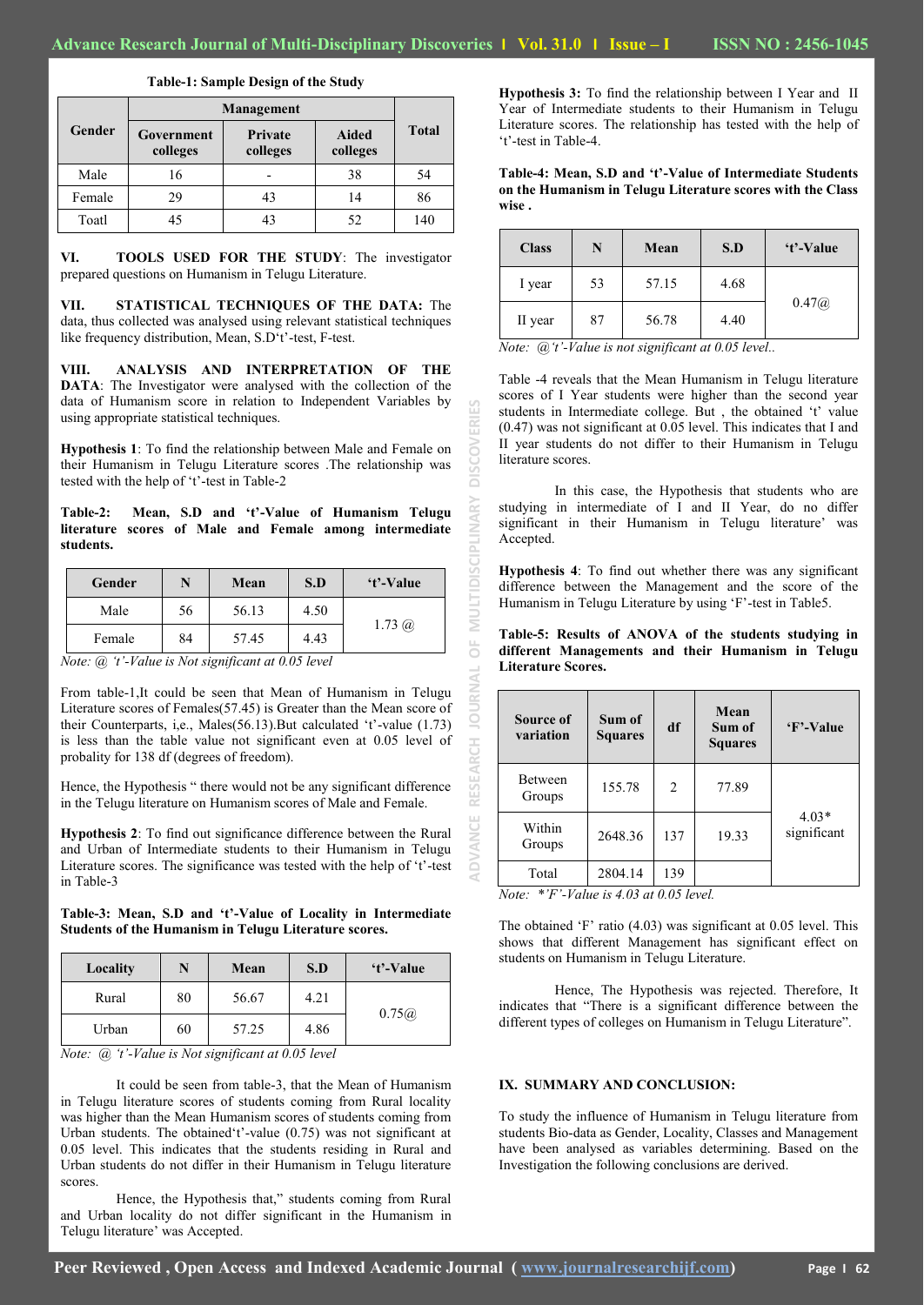**Table-1: Sample Design of the Study**

| Gender | Management | | | Total |
|---|---|---|---|---|
| | Government colleges | Private colleges | Aided colleges | |
| Male | 16 | - | 38 | 54 |
| Female | 29 | 43 | 14 | 86 |
| Toatl | 45 | 43 | 52 | 140 |

**VI. TOOLS USED FOR THE STUDY**: The investigator prepared questions on Humanism in Telugu Literature.

**VII. STATISTICAL TECHNIQUES OF THE DATA:** The data, thus collected was analysed using relevant statistical techniques like frequency distribution, Mean, S.D't'-test, F-test.

**VIII. ANALYSIS AND INTERPRETATION OF THE DATA**: The Investigator were analysed with the collection of the data of Humanism score in relation to Independent Variables by using appropriate statistical techniques.

**Hypothesis 1**: To find the relationship between Male and Female on their Humanism in Telugu Literature scores .The relationship was tested with the help of 't'-test in Table-2

**Table-2: Mean, S.D and 't'-Value of Humanism Telugu literature scores of Male and Female among intermediate students.**

| Gender | N | Mean | S.D | 't'-Value |
|---|---|---|---|---|
| Male | 56 | 56.13 | 4.50 | 1.73 @ |
| Female | 84 | 57.45 | 4.43 | |

*Note: @ 't'-Value is Not significant at 0.05 level*

From table-1,It could be seen that Mean of Humanism in Telugu Literature scores of Females(57.45) is Greater than the Mean score of their Counterparts, i,e., Males(56.13).But calculated 't'-value (1.73) is less than the table value not significant even at 0.05 level of probality for 138 df (degrees of freedom).

Hence, the Hypothesis " there would not be any significant difference in the Telugu literature on Humanism scores of Male and Female.

**Hypothesis 2**: To find out significance difference between the Rural and Urban of Intermediate students to their Humanism in Telugu Literature scores. The significance was tested with the help of 't'-test in Table-3

**Table-3: Mean, S.D and 't'-Value of Locality in Intermediate Students of the Humanism in Telugu Literature scores.**

| Locality | N | Mean | S.D | 't'-Value |
|---|---|---|---|---|
| Rural | 80 | 56.67 | 4.21 | 0.75@ |
| Urban | 60 | 57.25 | 4.86 | |

*Note: @ 't'-Value is Not significant at 0.05 level*

It could be seen from table-3, that the Mean of Humanism in Telugu literature scores of students coming from Rural locality was higher than the Mean Humanism scores of students coming from Urban students. The obtained't'-value (0.75) was not significant at 0.05 level. This indicates that the students residing in Rural and Urban students do not differ in their Humanism in Telugu literature scores.

Hence, the Hypothesis that," students coming from Rural and Urban locality do not differ significant in the Humanism in Telugu literature' was Accepted.

**Hypothesis 3:** To find the relationship between I Year and II Year of Intermediate students to their Humanism in Telugu Literature scores. The relationship has tested with the help of 't'-test in Table-4.

**Table-4: Mean, S.D and 't'-Value of Intermediate Students on the Humanism in Telugu Literature scores with the Class wise .**

| Class | N | Mean | S.D | 't'-Value |
|---|---|---|---|---|
| I year | 53 | 57.15 | 4.68 | 0.47@ |
| II year | 87 | 56.78 | 4.40 | |

*Note: @'t'-Value is not significant at 0.05 level..*

Table -4 reveals that the Mean Humanism in Telugu literature scores of I Year students were higher than the second year students in Intermediate college. But , the obtained 't' value (0.47) was not significant at 0.05 level. This indicates that I and II year students do not differ to their Humanism in Telugu literature scores.

In this case, the Hypothesis that students who are studying in intermediate of I and II Year, do no differ significant in their Humanism in Telugu literature' was Accepted.

**Hypothesis 4**: To find out whether there was any significant difference between the Management and the score of the Humanism in Telugu Literature by using 'F'-test in Table5.

**Table-5: Results of ANOVA of the students studying in different Managements and their Humanism in Telugu Literature Scores.**

| Source of variation | Sum of Squares | df | Mean Sum of Squares | 'F'-Value |
|---|---|---|---|---|
| Between Groups | 155.78 | 2 | 77.89 | 4.03* significant |
| Within Groups | 2648.36 | 137 | 19.33 | |
| Total | 2804.14 | 139 | | |

*Note: *'F'-Value is 4.03 at 0.05 level.*

The obtained 'F' ratio (4.03) was significant at 0.05 level. This shows that different Management has significant effect on students on Humanism in Telugu Literature.

Hence, The Hypothesis was rejected. Therefore, It indicates that "There is a significant difference between the different types of colleges on Humanism in Telugu Literature".

## IX. SUMMARY AND CONCLUSION:

To study the influence of Humanism in Telugu literature from students Bio-data as Gender, Locality, Classes and Management have been analysed as variables determining. Based on the Investigation the following conclusions are derived.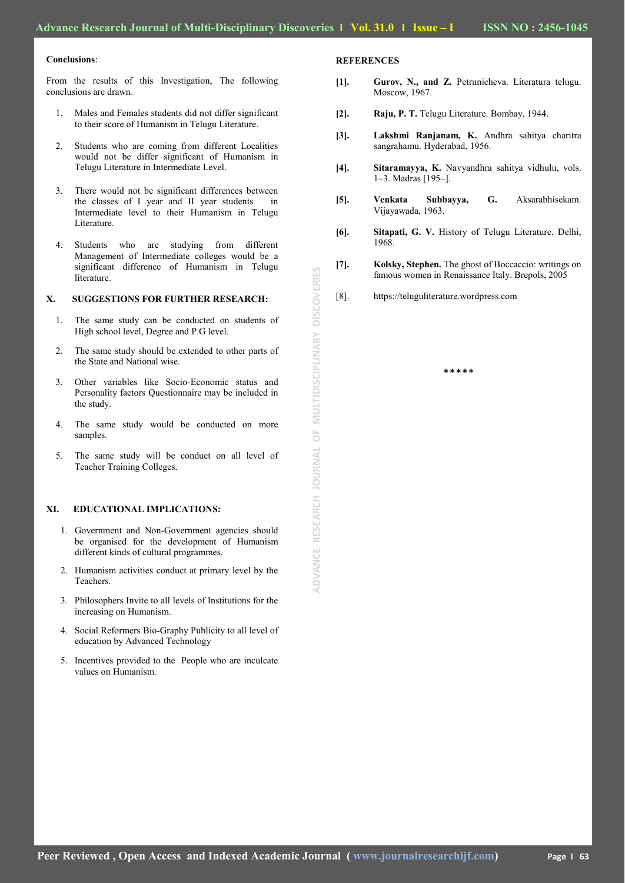**Conclusions**:

From the results of this Investigation, The following conclusions are drawn.

1. Males and Females students did not differ significant to their score of Humanism in Telugu Literature.
2. Students who are coming from different Localities would not be differ significant of Humanism in Telugu Literature in Intermediate Level.
3. There would not be significant differences between the classes of I year and II year students in Intermediate level to their Humanism in Telugu Literature.
4. Students who are studying from different Management of Intermediate colleges would be a significant difference of Humanism in Telugu literature.

## X. SUGGESTIONS FOR FURTHER RESEARCH:

1. The same study can be conducted on students of High school level, Degree and P.G level.
2. The same study should be extended to other parts of the State and National wise.
3. Other variables like Socio-Economic status and Personality factors Questionnaire may be included in the study.
4. The same study would be conducted on more samples.
5. The same study will be conduct on all level of Teacher Training Colleges.

## XI. EDUCATIONAL IMPLICATIONS:

1. Government and Non-Government agencies should be organised for the development of Humanism different kinds of cultural programmes.
2. Humanism activities conduct at primary level by the Teachers.
3. Philosophers Invite to all levels of Institutions for the increasing on Humanism.
4. Social Reformers Bio-Graphy Publicity to all level of education by Advanced Technology
5. Incentives provided to the People who are inculcate values on Humanism.

## REFERENCES

[1]. **Gurov, N., and Z.** Petrunicheva. Literatura telugu. Moscow, 1967.

[2]. **Raju, P. T.** Telugu Literature. Bombay, 1944.

[3]. **Lakshmi Ranjanam, K.** Andhra sahitya charitra sangrahamu. Hyderabad, 1956.

[4]. **Sitaramayya, K.** Navyandhra sahitya vidhulu, vols. 1–3. Madras [195–].

[5]. **Venkata Subbayya, G.** Aksarabhisekam. Vijayawada, 1963.

[6]. **Sitapati, G. V.** History of Telugu Literature. Delhi, 1968.

[7]. **Kolsky, Stephen.** The ghost of Boccaccio: writings on famous women in Renaissance Italy. Brepols, 2005

[8]. https://teluguliterature.wordpress.com

*****